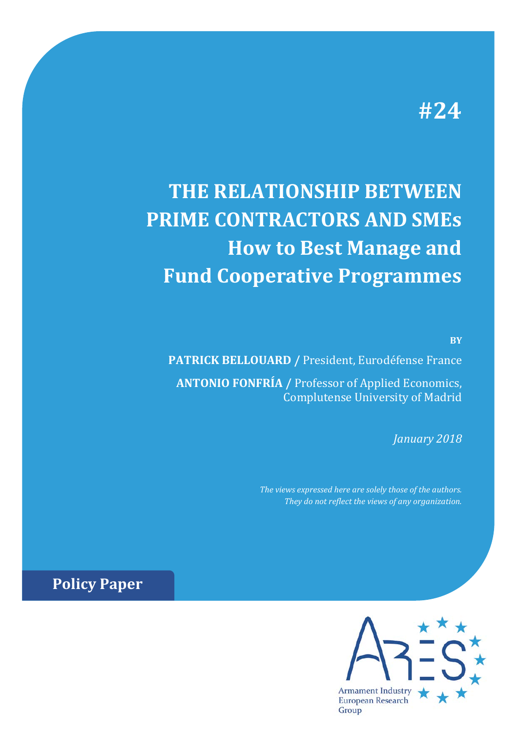#24

# THE RELATIONSHIP BETWEEN PRIME CONTRACTORS AND SMEs
## How to Best Manage and Fund Cooperative Programmes

BY

**PATRICK BELLOUARD /** President, Eurodéfense France

**ANTONIO FONFRÍA /** Professor of Applied Economics, Complutense University of Madrid

*January 2018*

*The views expressed here are solely those of the authors. They do not reflect the views of any organization.*

**Policy Paper**

Armament Industry European Research Group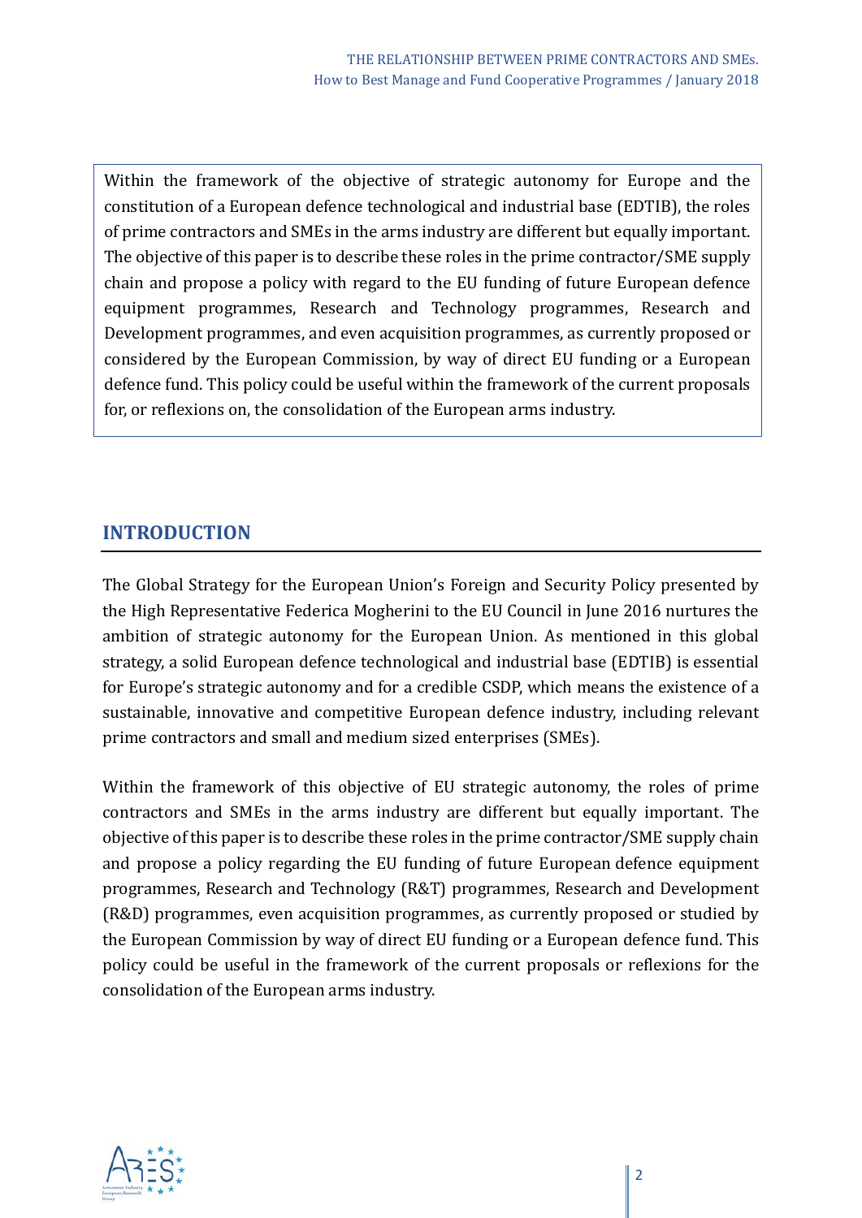Within the framework of the objective of strategic autonomy for Europe and the constitution of a European defence technological and industrial base (EDTIB), the roles of prime contractors and SMEs in the arms industry are different but equally important. The objective of this paper is to describe these roles in the prime contractor/SME supply chain and propose a policy with regard to the EU funding of future European defence equipment programmes, Research and Technology programmes, Research and Development programmes, and even acquisition programmes, as currently proposed or considered by the European Commission, by way of direct EU funding or a European defence fund. This policy could be useful within the framework of the current proposals for, or reflexions on, the consolidation of the European arms industry.

## INTRODUCTION

The Global Strategy for the European Union's Foreign and Security Policy presented by the High Representative Federica Mogherini to the EU Council in June 2016 nurtures the ambition of strategic autonomy for the European Union. As mentioned in this global strategy, a solid European defence technological and industrial base (EDTIB) is essential for Europe's strategic autonomy and for a credible CSDP, which means the existence of a sustainable, innovative and competitive European defence industry, including relevant prime contractors and small and medium sized enterprises (SMEs).

Within the framework of this objective of EU strategic autonomy, the roles of prime contractors and SMEs in the arms industry are different but equally important. The objective of this paper is to describe these roles in the prime contractor/SME supply chain and propose a policy regarding the EU funding of future European defence equipment programmes, Research and Technology (R&T) programmes, Research and Development (R&D) programmes, even acquisition programmes, as currently proposed or studied by the European Commission by way of direct EU funding or a European defence fund. This policy could be useful in the framework of the current proposals or reflexions for the consolidation of the European arms industry.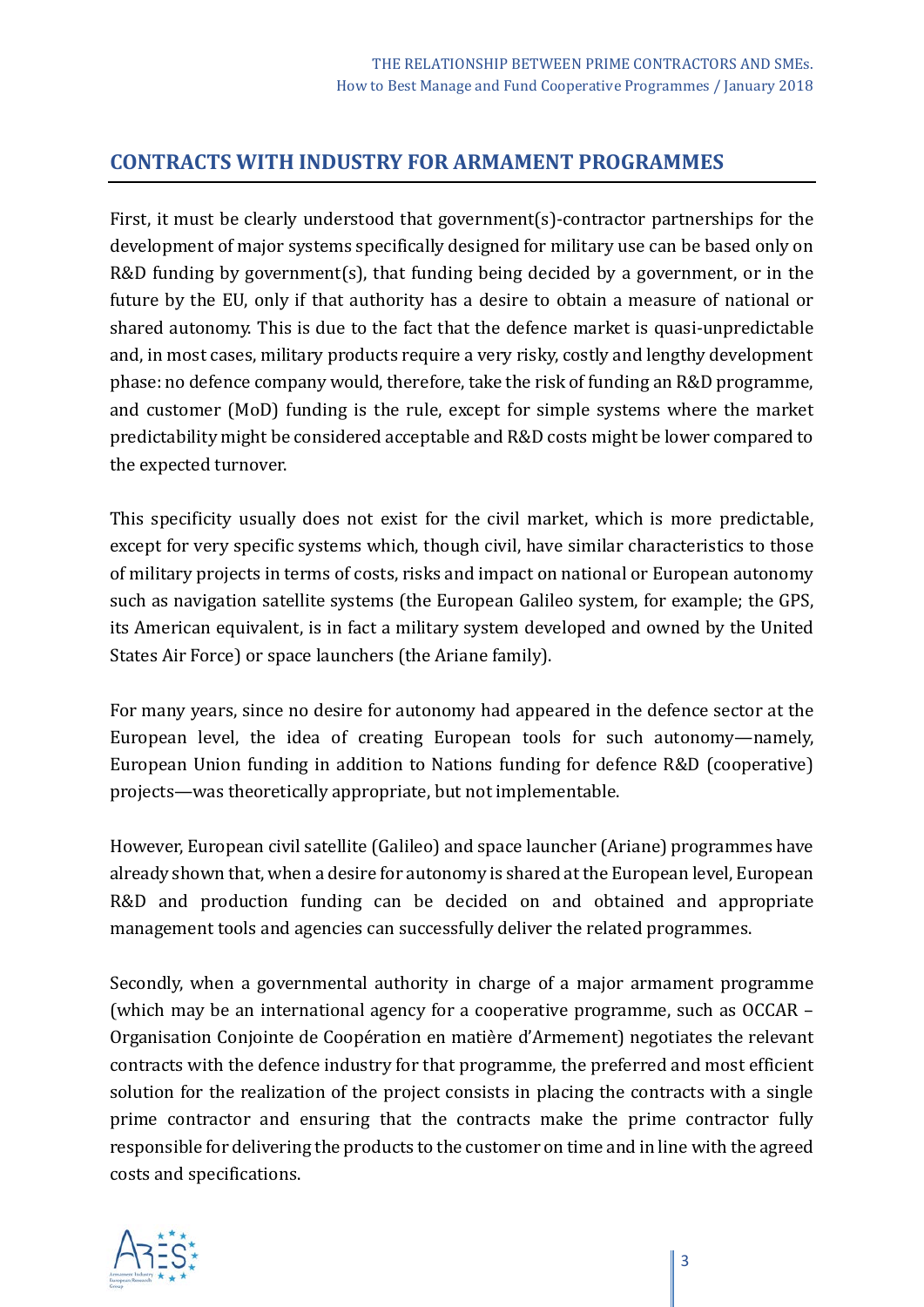## CONTRACTS WITH INDUSTRY FOR ARMAMENT PROGRAMMES

First, it must be clearly understood that government(s)-contractor partnerships for the development of major systems specifically designed for military use can be based only on R&D funding by government(s), that funding being decided by a government, or in the future by the EU, only if that authority has a desire to obtain a measure of national or shared autonomy. This is due to the fact that the defence market is quasi-unpredictable and, in most cases, military products require a very risky, costly and lengthy development phase: no defence company would, therefore, take the risk of funding an R&D programme, and customer (MoD) funding is the rule, except for simple systems where the market predictability might be considered acceptable and R&D costs might be lower compared to the expected turnover.

This specificity usually does not exist for the civil market, which is more predictable, except for very specific systems which, though civil, have similar characteristics to those of military projects in terms of costs, risks and impact on national or European autonomy such as navigation satellite systems (the European Galileo system, for example; the GPS, its American equivalent, is in fact a military system developed and owned by the United States Air Force) or space launchers (the Ariane family).

For many years, since no desire for autonomy had appeared in the defence sector at the European level, the idea of creating European tools for such autonomy—namely, European Union funding in addition to Nations funding for defence R&D (cooperative) projects—was theoretically appropriate, but not implementable.

However, European civil satellite (Galileo) and space launcher (Ariane) programmes have already shown that, when a desire for autonomy is shared at the European level, European R&D and production funding can be decided on and obtained and appropriate management tools and agencies can successfully deliver the related programmes.

Secondly, when a governmental authority in charge of a major armament programme (which may be an international agency for a cooperative programme, such as OCCAR – Organisation Conjointe de Coopération en matière d'Armement) negotiates the relevant contracts with the defence industry for that programme, the preferred and most efficient solution for the realization of the project consists in placing the contracts with a single prime contractor and ensuring that the contracts make the prime contractor fully responsible for delivering the products to the customer on time and in line with the agreed costs and specifications.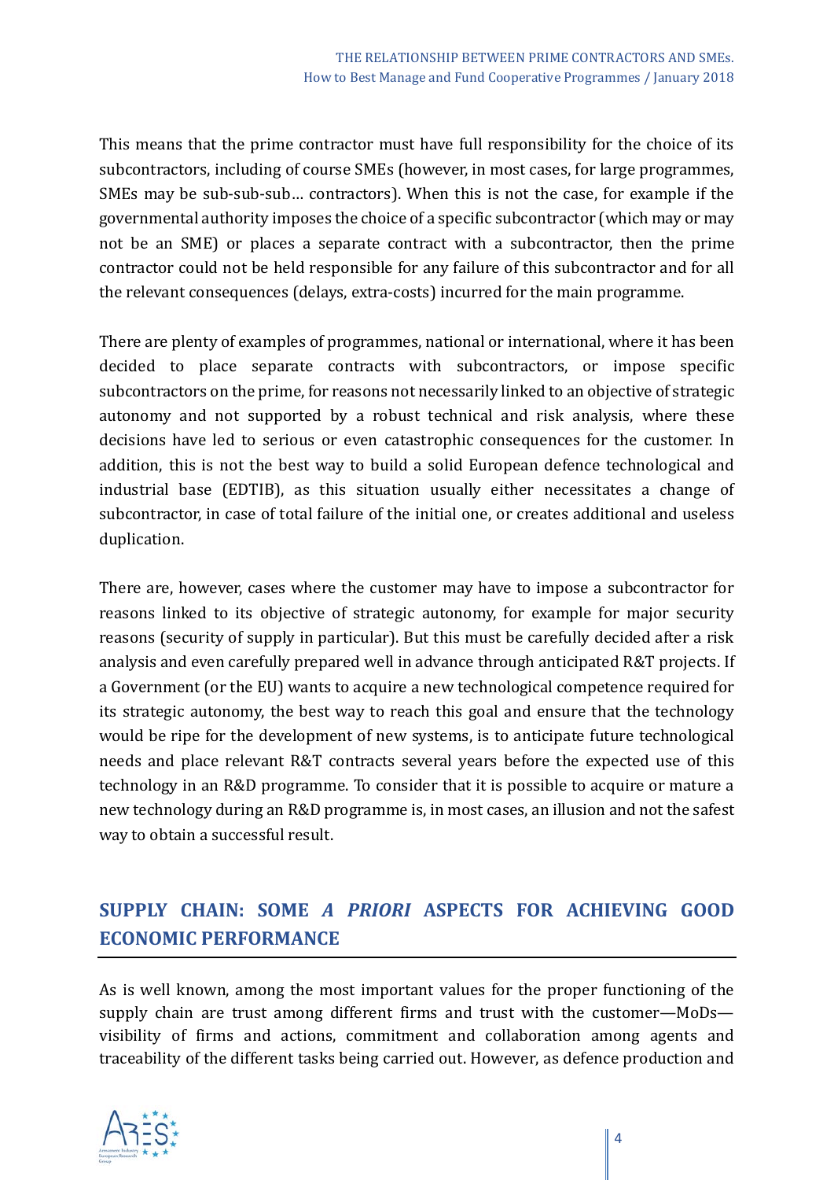This means that the prime contractor must have full responsibility for the choice of its subcontractors, including of course SMEs (however, in most cases, for large programmes, SMEs may be sub-sub-sub… contractors). When this is not the case, for example if the governmental authority imposes the choice of a specific subcontractor (which may or may not be an SME) or places a separate contract with a subcontractor, then the prime contractor could not be held responsible for any failure of this subcontractor and for all the relevant consequences (delays, extra-costs) incurred for the main programme.

There are plenty of examples of programmes, national or international, where it has been decided to place separate contracts with subcontractors, or impose specific subcontractors on the prime, for reasons not necessarily linked to an objective of strategic autonomy and not supported by a robust technical and risk analysis, where these decisions have led to serious or even catastrophic consequences for the customer. In addition, this is not the best way to build a solid European defence technological and industrial base (EDTIB), as this situation usually either necessitates a change of subcontractor, in case of total failure of the initial one, or creates additional and useless duplication.

There are, however, cases where the customer may have to impose a subcontractor for reasons linked to its objective of strategic autonomy, for example for major security reasons (security of supply in particular). But this must be carefully decided after a risk analysis and even carefully prepared well in advance through anticipated R&T projects. If a Government (or the EU) wants to acquire a new technological competence required for its strategic autonomy, the best way to reach this goal and ensure that the technology would be ripe for the development of new systems, is to anticipate future technological needs and place relevant R&T contracts several years before the expected use of this technology in an R&D programme. To consider that it is possible to acquire or mature a new technology during an R&D programme is, in most cases, an illusion and not the safest way to obtain a successful result.

## SUPPLY CHAIN: SOME *A PRIORI* ASPECTS FOR ACHIEVING GOOD ECONOMIC PERFORMANCE

As is well known, among the most important values for the proper functioning of the supply chain are trust among different firms and trust with the customer—MoDs—visibility of firms and actions, commitment and collaboration among agents and traceability of the different tasks being carried out. However, as defence production and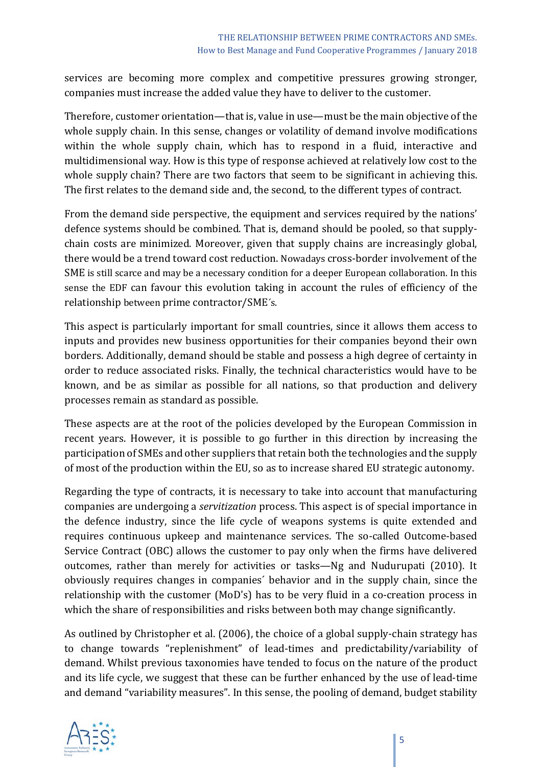services are becoming more complex and competitive pressures growing stronger, companies must increase the added value they have to deliver to the customer.

Therefore, customer orientation—that is, value in use—must be the main objective of the whole supply chain. In this sense, changes or volatility of demand involve modifications within the whole supply chain, which has to respond in a fluid, interactive and multidimensional way. How is this type of response achieved at relatively low cost to the whole supply chain? There are two factors that seem to be significant in achieving this. The first relates to the demand side and, the second, to the different types of contract.

From the demand side perspective, the equipment and services required by the nations' defence systems should be combined. That is, demand should be pooled, so that supply-chain costs are minimized. Moreover, given that supply chains are increasingly global, there would be a trend toward cost reduction. Nowadays cross-border involvement of the SME is still scarce and may be a necessary condition for a deeper European collaboration. In this sense the EDF can favour this evolution taking in account the rules of efficiency of the relationship between prime contractor/SME´s.

This aspect is particularly important for small countries, since it allows them access to inputs and provides new business opportunities for their companies beyond their own borders. Additionally, demand should be stable and possess a high degree of certainty in order to reduce associated risks. Finally, the technical characteristics would have to be known, and be as similar as possible for all nations, so that production and delivery processes remain as standard as possible.

These aspects are at the root of the policies developed by the European Commission in recent years. However, it is possible to go further in this direction by increasing the participation of SMEs and other suppliers that retain both the technologies and the supply of most of the production within the EU, so as to increase shared EU strategic autonomy.

Regarding the type of contracts, it is necessary to take into account that manufacturing companies are undergoing a *servitization* process. This aspect is of special importance in the defence industry, since the life cycle of weapons systems is quite extended and requires continuous upkeep and maintenance services. The so-called Outcome-based Service Contract (OBC) allows the customer to pay only when the firms have delivered outcomes, rather than merely for activities or tasks—Ng and Nudurupati (2010). It obviously requires changes in companies´ behavior and in the supply chain, since the relationship with the customer (MoD's) has to be very fluid in a co-creation process in which the share of responsibilities and risks between both may change significantly.

As outlined by Christopher et al. (2006), the choice of a global supply-chain strategy has to change towards "replenishment" of lead-times and predictability/variability of demand. Whilst previous taxonomies have tended to focus on the nature of the product and its life cycle, we suggest that these can be further enhanced by the use of lead-time and demand "variability measures". In this sense, the pooling of demand, budget stability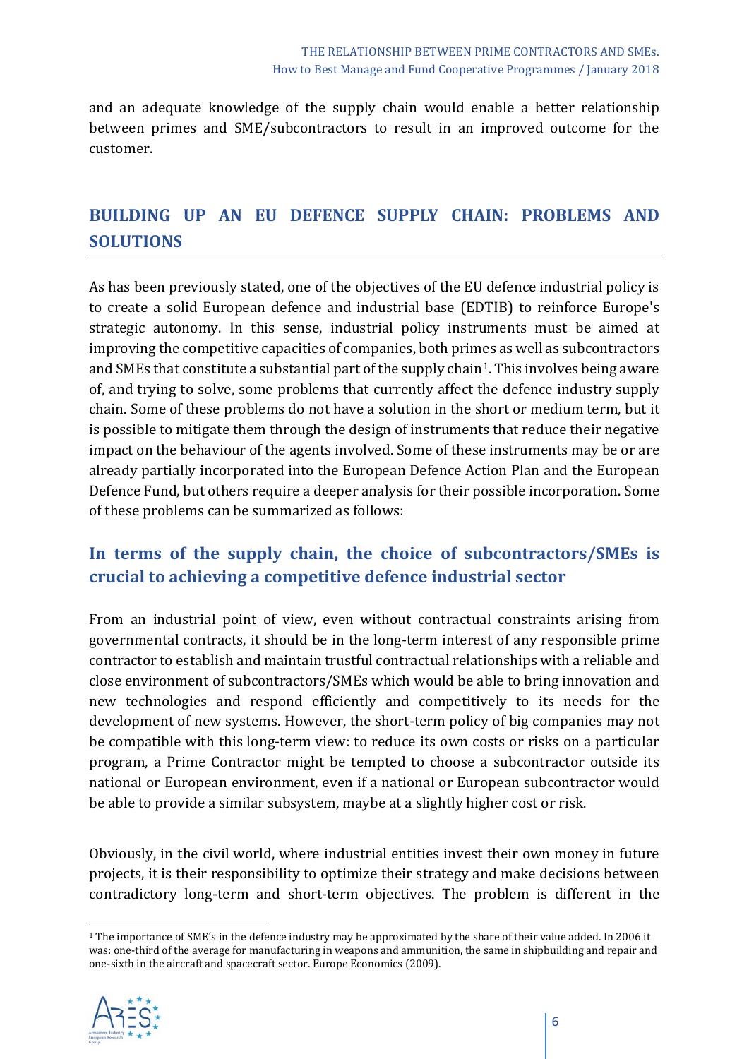and an adequate knowledge of the supply chain would enable a better relationship between primes and SME/subcontractors to result in an improved outcome for the customer.

## BUILDING UP AN EU DEFENCE SUPPLY CHAIN: PROBLEMS AND SOLUTIONS

As has been previously stated, one of the objectives of the EU defence industrial policy is to create a solid European defence and industrial base (EDTIB) to reinforce Europe's strategic autonomy. In this sense, industrial policy instruments must be aimed at improving the competitive capacities of companies, both primes as well as subcontractors and SMEs that constitute a substantial part of the supply chain[1]. This involves being aware of, and trying to solve, some problems that currently affect the defence industry supply chain. Some of these problems do not have a solution in the short or medium term, but it is possible to mitigate them through the design of instruments that reduce their negative impact on the behaviour of the agents involved. Some of these instruments may be or are already partially incorporated into the European Defence Action Plan and the European Defence Fund, but others require a deeper analysis for their possible incorporation. Some of these problems can be summarized as follows:

### In terms of the supply chain, the choice of subcontractors/SMEs is crucial to achieving a competitive defence industrial sector

From an industrial point of view, even without contractual constraints arising from governmental contracts, it should be in the long-term interest of any responsible prime contractor to establish and maintain trustful contractual relationships with a reliable and close environment of subcontractors/SMEs which would be able to bring innovation and new technologies and respond efficiently and competitively to its needs for the development of new systems. However, the short-term policy of big companies may not be compatible with this long-term view: to reduce its own costs or risks on a particular program, a Prime Contractor might be tempted to choose a subcontractor outside its national or European environment, even if a national or European subcontractor would be able to provide a similar subsystem, maybe at a slightly higher cost or risk.

Obviously, in the civil world, where industrial entities invest their own money in future projects, it is their responsibility to optimize their strategy and make decisions between contradictory long-term and short-term objectives. The problem is different in the

[1] The importance of SME´s in the defence industry may be approximated by the share of their value added. In 2006 it was: one-third of the average for manufacturing in weapons and ammunition, the same in shipbuilding and repair and one-sixth in the aircraft and spacecraft sector. Europe Economics (2009).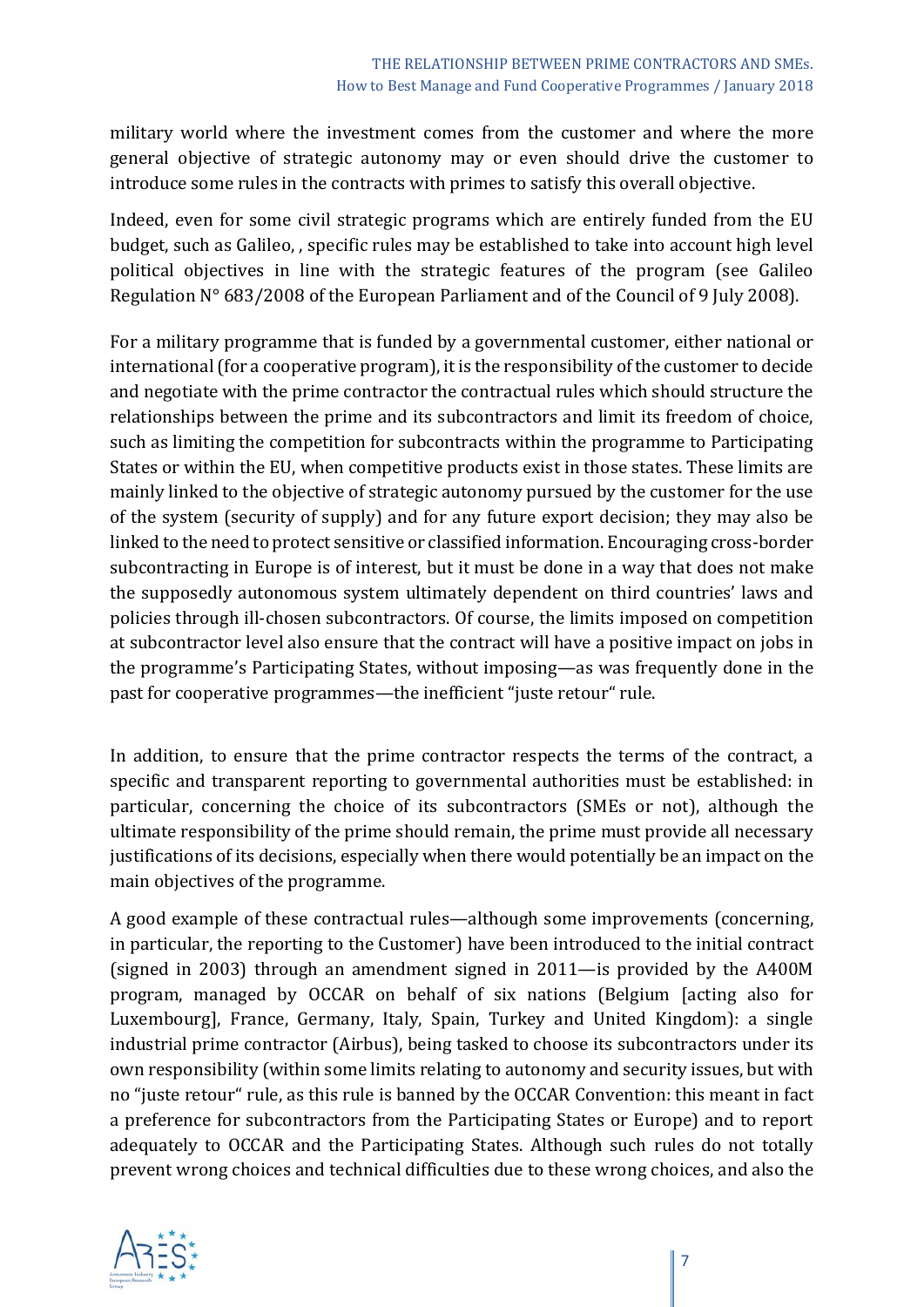military world where the investment comes from the customer and where the more general objective of strategic autonomy may or even should drive the customer to introduce some rules in the contracts with primes to satisfy this overall objective.

Indeed, even for some civil strategic programs which are entirely funded from the EU budget, such as Galileo, , specific rules may be established to take into account high level political objectives in line with the strategic features of the program (see Galileo Regulation N° 683/2008 of the European Parliament and of the Council of 9 July 2008).

For a military programme that is funded by a governmental customer, either national or international (for a cooperative program), it is the responsibility of the customer to decide and negotiate with the prime contractor the contractual rules which should structure the relationships between the prime and its subcontractors and limit its freedom of choice, such as limiting the competition for subcontracts within the programme to Participating States or within the EU, when competitive products exist in those states. These limits are mainly linked to the objective of strategic autonomy pursued by the customer for the use of the system (security of supply) and for any future export decision; they may also be linked to the need to protect sensitive or classified information. Encouraging cross-border subcontracting in Europe is of interest, but it must be done in a way that does not make the supposedly autonomous system ultimately dependent on third countries' laws and policies through ill-chosen subcontractors. Of course, the limits imposed on competition at subcontractor level also ensure that the contract will have a positive impact on jobs in the programme's Participating States, without imposing—as was frequently done in the past for cooperative programmes—the inefficient "juste retour" rule.

In addition, to ensure that the prime contractor respects the terms of the contract, a specific and transparent reporting to governmental authorities must be established: in particular, concerning the choice of its subcontractors (SMEs or not), although the ultimate responsibility of the prime should remain, the prime must provide all necessary justifications of its decisions, especially when there would potentially be an impact on the main objectives of the programme.

A good example of these contractual rules—although some improvements (concerning, in particular, the reporting to the Customer) have been introduced to the initial contract (signed in 2003) through an amendment signed in 2011—is provided by the A400M program, managed by OCCAR on behalf of six nations (Belgium [acting also for Luxembourg], France, Germany, Italy, Spain, Turkey and United Kingdom): a single industrial prime contractor (Airbus), being tasked to choose its subcontractors under its own responsibility (within some limits relating to autonomy and security issues, but with no "juste retour" rule, as this rule is banned by the OCCAR Convention: this meant in fact a preference for subcontractors from the Participating States or Europe) and to report adequately to OCCAR and the Participating States. Although such rules do not totally prevent wrong choices and technical difficulties due to these wrong choices, and also the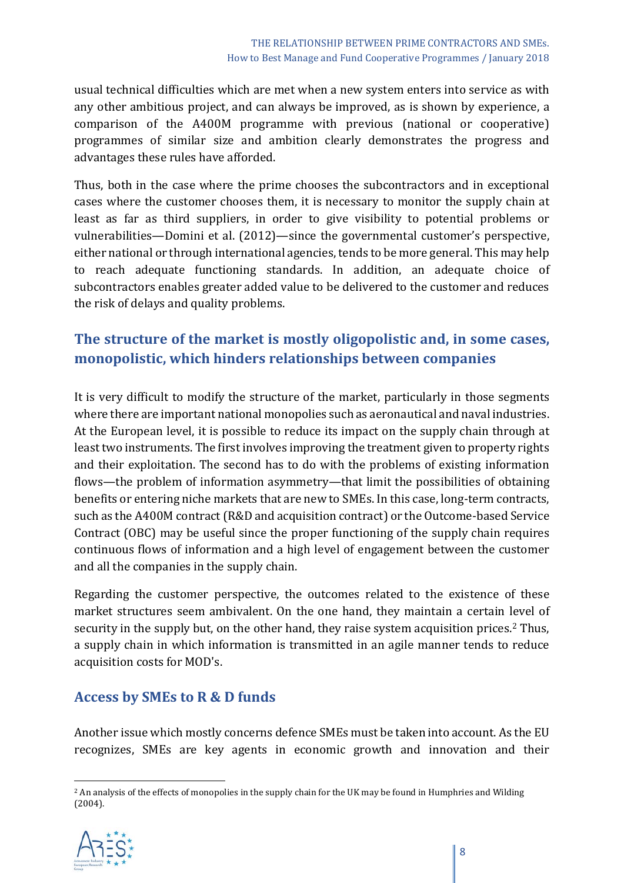usual technical difficulties which are met when a new system enters into service as with any other ambitious project, and can always be improved, as is shown by experience, a comparison of the A400M programme with previous (national or cooperative) programmes of similar size and ambition clearly demonstrates the progress and advantages these rules have afforded.

Thus, both in the case where the prime chooses the subcontractors and in exceptional cases where the customer chooses them, it is necessary to monitor the supply chain at least as far as third suppliers, in order to give visibility to potential problems or vulnerabilities—Domini et al. (2012)—since the governmental customer's perspective, either national or through international agencies, tends to be more general. This may help to reach adequate functioning standards. In addition, an adequate choice of subcontractors enables greater added value to be delivered to the customer and reduces the risk of delays and quality problems.

## The structure of the market is mostly oligopolistic and, in some cases, monopolistic, which hinders relationships between companies

It is very difficult to modify the structure of the market, particularly in those segments where there are important national monopolies such as aeronautical and naval industries. At the European level, it is possible to reduce its impact on the supply chain through at least two instruments. The first involves improving the treatment given to property rights and their exploitation. The second has to do with the problems of existing information flows—the problem of information asymmetry—that limit the possibilities of obtaining benefits or entering niche markets that are new to SMEs. In this case, long-term contracts, such as the A400M contract (R&D and acquisition contract) or the Outcome-based Service Contract (OBC) may be useful since the proper functioning of the supply chain requires continuous flows of information and a high level of engagement between the customer and all the companies in the supply chain.

Regarding the customer perspective, the outcomes related to the existence of these market structures seem ambivalent. On the one hand, they maintain a certain level of security in the supply but, on the other hand, they raise system acquisition prices.[2] Thus, a supply chain in which information is transmitted in an agile manner tends to reduce acquisition costs for MOD's.

## Access by SMEs to R & D funds

Another issue which mostly concerns defence SMEs must be taken into account. As the EU recognizes, SMEs are key agents in economic growth and innovation and their

[2] An analysis of the effects of monopolies in the supply chain for the UK may be found in Humphries and Wilding (2004).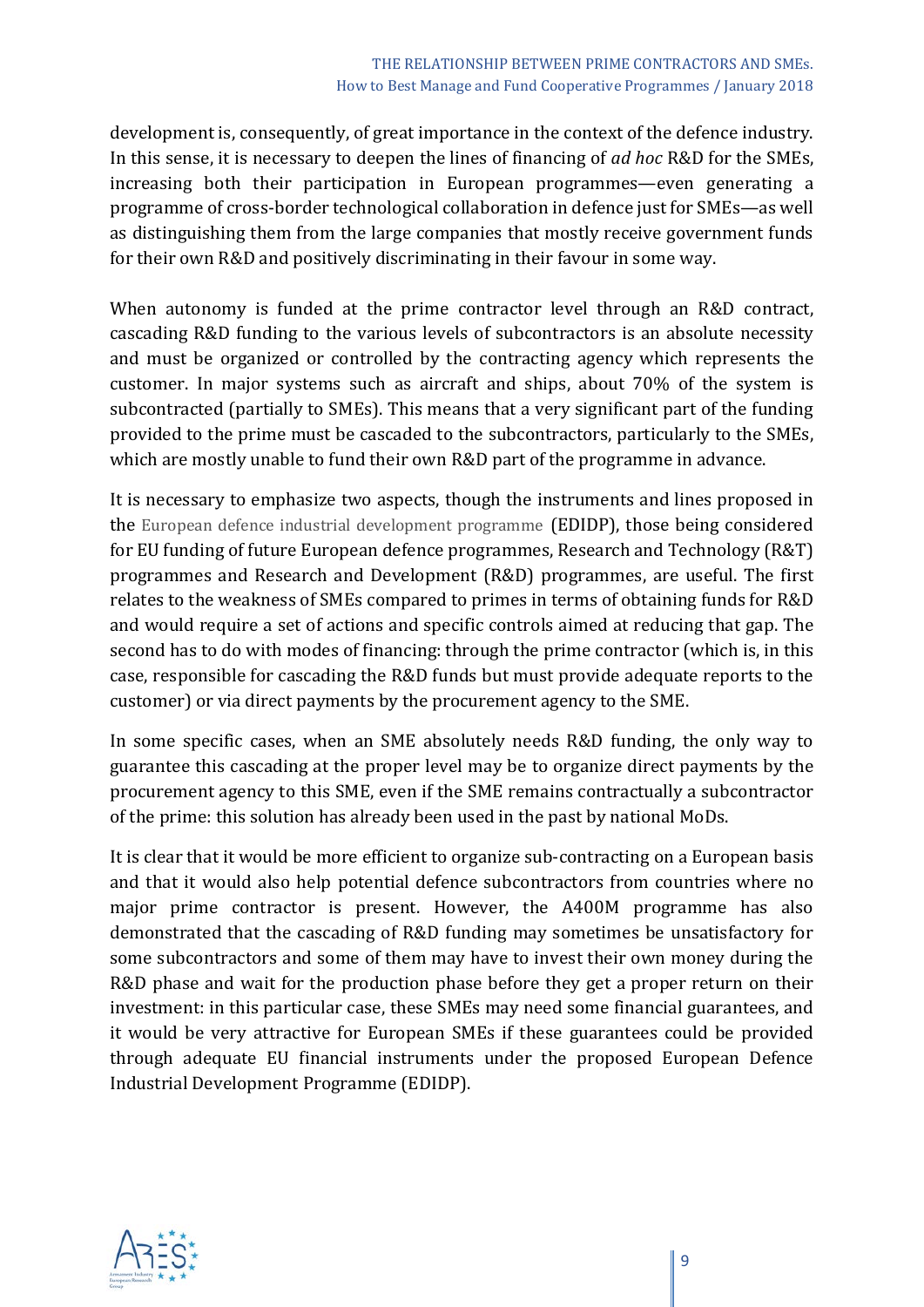development is, consequently, of great importance in the context of the defence industry. In this sense, it is necessary to deepen the lines of financing of *ad hoc* R&D for the SMEs, increasing both their participation in European programmes—even generating a programme of cross-border technological collaboration in defence just for SMEs—as well as distinguishing them from the large companies that mostly receive government funds for their own R&D and positively discriminating in their favour in some way.

When autonomy is funded at the prime contractor level through an R&D contract, cascading R&D funding to the various levels of subcontractors is an absolute necessity and must be organized or controlled by the contracting agency which represents the customer. In major systems such as aircraft and ships, about 70% of the system is subcontracted (partially to SMEs). This means that a very significant part of the funding provided to the prime must be cascaded to the subcontractors, particularly to the SMEs, which are mostly unable to fund their own R&D part of the programme in advance.

It is necessary to emphasize two aspects, though the instruments and lines proposed in the European defence industrial development programme (EDIDP), those being considered for EU funding of future European defence programmes, Research and Technology (R&T) programmes and Research and Development (R&D) programmes, are useful. The first relates to the weakness of SMEs compared to primes in terms of obtaining funds for R&D and would require a set of actions and specific controls aimed at reducing that gap. The second has to do with modes of financing: through the prime contractor (which is, in this case, responsible for cascading the R&D funds but must provide adequate reports to the customer) or via direct payments by the procurement agency to the SME.

In some specific cases, when an SME absolutely needs R&D funding, the only way to guarantee this cascading at the proper level may be to organize direct payments by the procurement agency to this SME, even if the SME remains contractually a subcontractor of the prime: this solution has already been used in the past by national MoDs.

It is clear that it would be more efficient to organize sub-contracting on a European basis and that it would also help potential defence subcontractors from countries where no major prime contractor is present. However, the A400M programme has also demonstrated that the cascading of R&D funding may sometimes be unsatisfactory for some subcontractors and some of them may have to invest their own money during the R&D phase and wait for the production phase before they get a proper return on their investment: in this particular case, these SMEs may need some financial guarantees, and it would be very attractive for European SMEs if these guarantees could be provided through adequate EU financial instruments under the proposed European Defence Industrial Development Programme (EDIDP).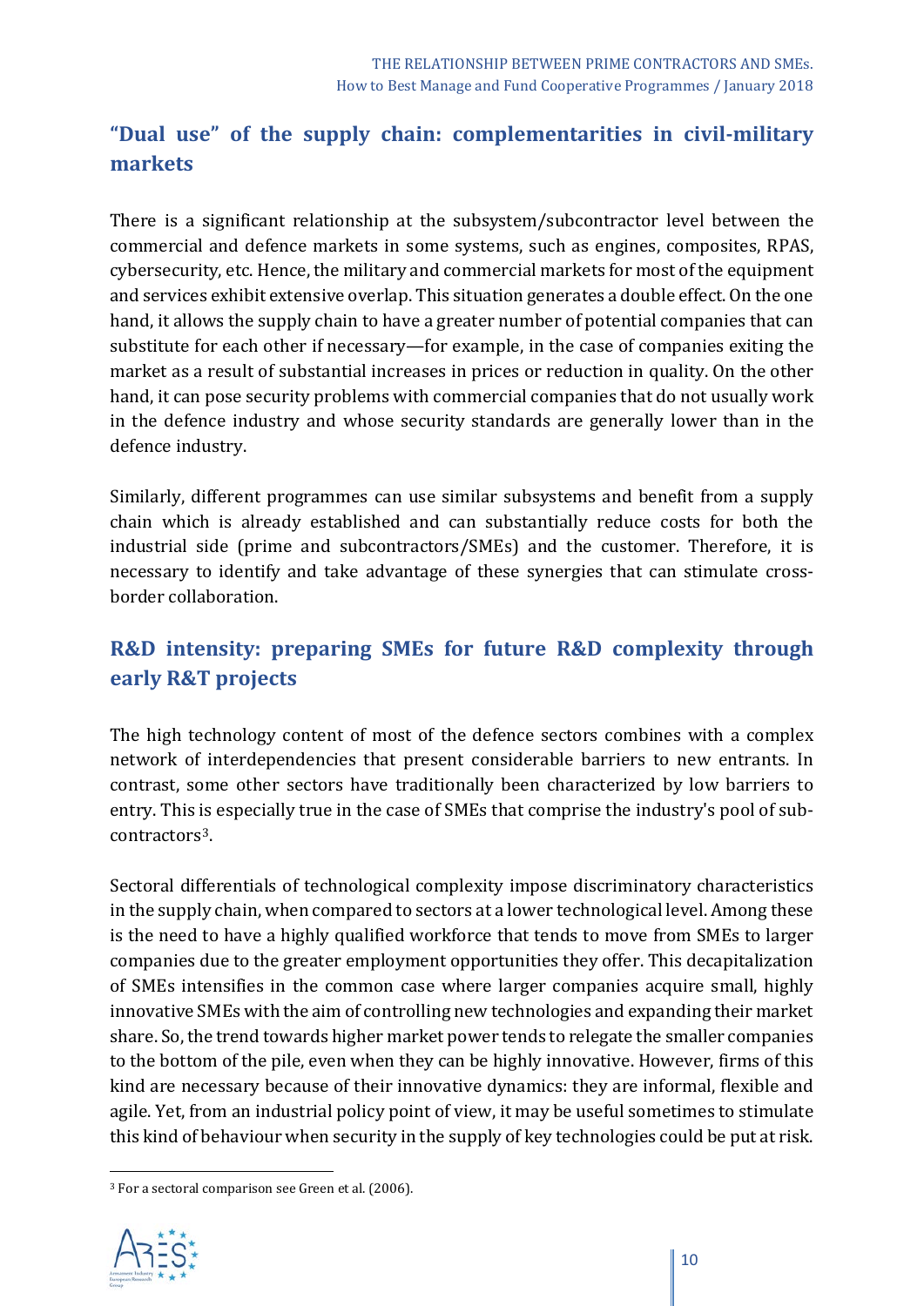## “Dual use” of the supply chain: complementarities in civil-military markets

There is a significant relationship at the subsystem/subcontractor level between the commercial and defence markets in some systems, such as engines, composites, RPAS, cybersecurity, etc. Hence, the military and commercial markets for most of the equipment and services exhibit extensive overlap. This situation generates a double effect. On the one hand, it allows the supply chain to have a greater number of potential companies that can substitute for each other if necessary—for example, in the case of companies exiting the market as a result of substantial increases in prices or reduction in quality. On the other hand, it can pose security problems with commercial companies that do not usually work in the defence industry and whose security standards are generally lower than in the defence industry.

Similarly, different programmes can use similar subsystems and benefit from a supply chain which is already established and can substantially reduce costs for both the industrial side (prime and subcontractors/SMEs) and the customer. Therefore, it is necessary to identify and take advantage of these synergies that can stimulate cross-border collaboration.

## R&D intensity: preparing SMEs for future R&D complexity through early R&T projects

The high technology content of most of the defence sectors combines with a complex network of interdependencies that present considerable barriers to new entrants. In contrast, some other sectors have traditionally been characterized by low barriers to entry. This is especially true in the case of SMEs that comprise the industry's pool of sub-contractors[3].

Sectoral differentials of technological complexity impose discriminatory characteristics in the supply chain, when compared to sectors at a lower technological level. Among these is the need to have a highly qualified workforce that tends to move from SMEs to larger companies due to the greater employment opportunities they offer. This decapitalization of SMEs intensifies in the common case where larger companies acquire small, highly innovative SMEs with the aim of controlling new technologies and expanding their market share. So, the trend towards higher market power tends to relegate the smaller companies to the bottom of the pile, even when they can be highly innovative. However, firms of this kind are necessary because of their innovative dynamics: they are informal, flexible and agile. Yet, from an industrial policy point of view, it may be useful sometimes to stimulate this kind of behaviour when security in the supply of key technologies could be put at risk.

[3] For a sectoral comparison see Green et al. (2006).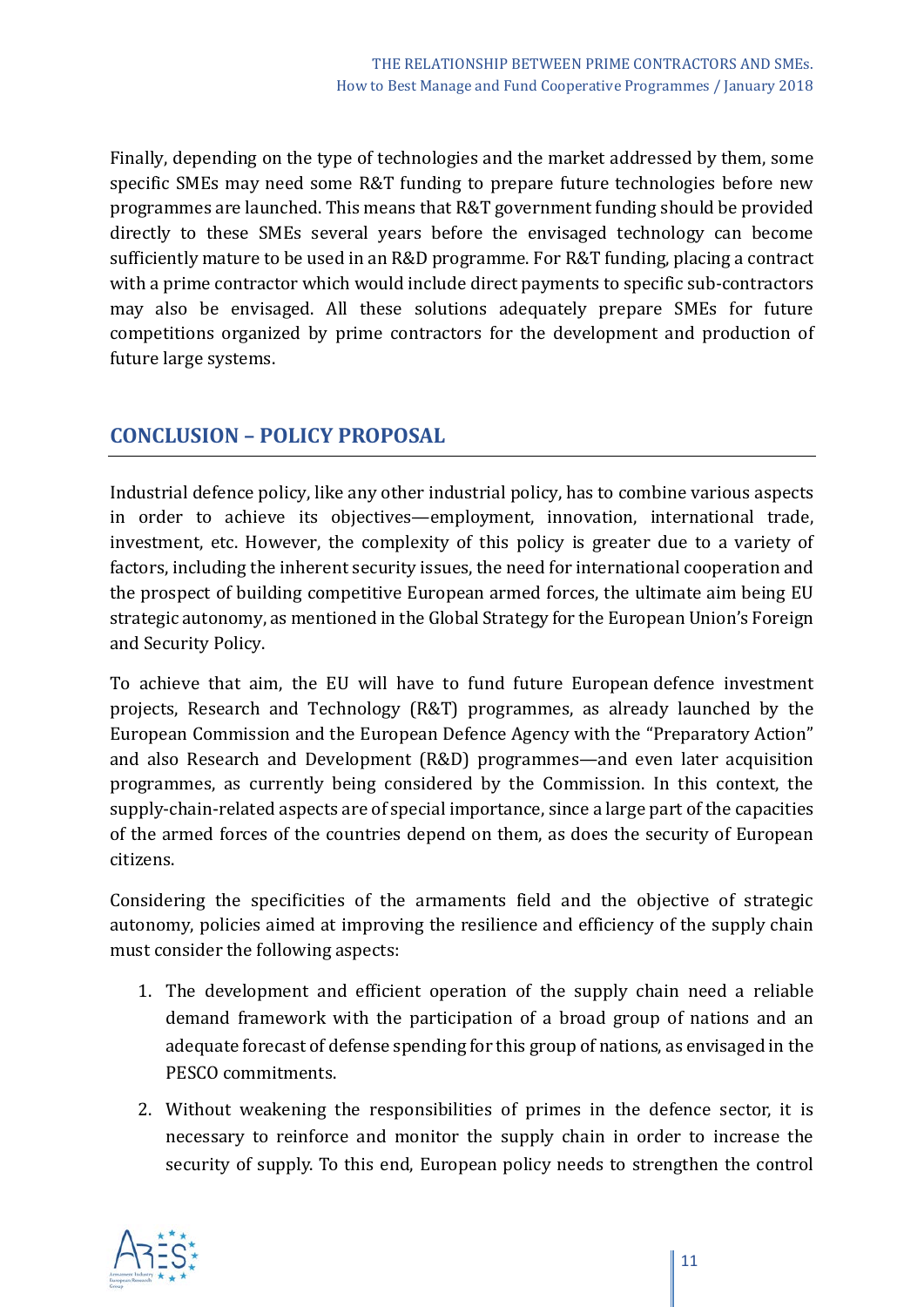Finally, depending on the type of technologies and the market addressed by them, some specific SMEs may need some R&T funding to prepare future technologies before new programmes are launched. This means that R&T government funding should be provided directly to these SMEs several years before the envisaged technology can become sufficiently mature to be used in an R&D programme. For R&T funding, placing a contract with a prime contractor which would include direct payments to specific sub-contractors may also be envisaged. All these solutions adequately prepare SMEs for future competitions organized by prime contractors for the development and production of future large systems.

## CONCLUSION – POLICY PROPOSAL

Industrial defence policy, like any other industrial policy, has to combine various aspects in order to achieve its objectives—employment, innovation, international trade, investment, etc. However, the complexity of this policy is greater due to a variety of factors, including the inherent security issues, the need for international cooperation and the prospect of building competitive European armed forces, the ultimate aim being EU strategic autonomy, as mentioned in the Global Strategy for the European Union's Foreign and Security Policy.

To achieve that aim, the EU will have to fund future European defence investment projects, Research and Technology (R&T) programmes, as already launched by the European Commission and the European Defence Agency with the "Preparatory Action" and also Research and Development (R&D) programmes—and even later acquisition programmes, as currently being considered by the Commission. In this context, the supply-chain-related aspects are of special importance, since a large part of the capacities of the armed forces of the countries depend on them, as does the security of European citizens.

Considering the specificities of the armaments field and the objective of strategic autonomy, policies aimed at improving the resilience and efficiency of the supply chain must consider the following aspects:

1. The development and efficient operation of the supply chain need a reliable demand framework with the participation of a broad group of nations and an adequate forecast of defense spending for this group of nations, as envisaged in the PESCO commitments.
2. Without weakening the responsibilities of primes in the defence sector, it is necessary to reinforce and monitor the supply chain in order to increase the security of supply. To this end, European policy needs to strengthen the control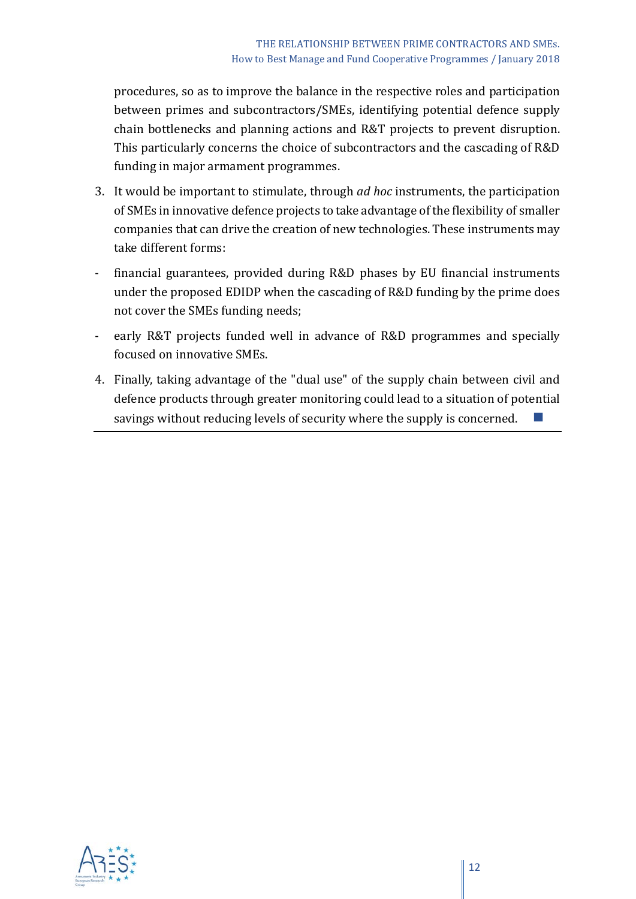procedures, so as to improve the balance in the respective roles and participation between primes and subcontractors/SMEs, identifying potential defence supply chain bottlenecks and planning actions and R&T projects to prevent disruption. This particularly concerns the choice of subcontractors and the cascading of R&D funding in major armament programmes.

3. It would be important to stimulate, through *ad hoc* instruments, the participation of SMEs in innovative defence projects to take advantage of the flexibility of smaller companies that can drive the creation of new technologies. These instruments may take different forms:

- financial guarantees, provided during R&D phases by EU financial instruments under the proposed EDIDP when the cascading of R&D funding by the prime does not cover the SMEs funding needs;
- early R&T projects funded well in advance of R&D programmes and specially focused on innovative SMEs.

4. Finally, taking advantage of the "dual use" of the supply chain between civil and defence products through greater monitoring could lead to a situation of potential savings without reducing levels of security where the supply is concerned.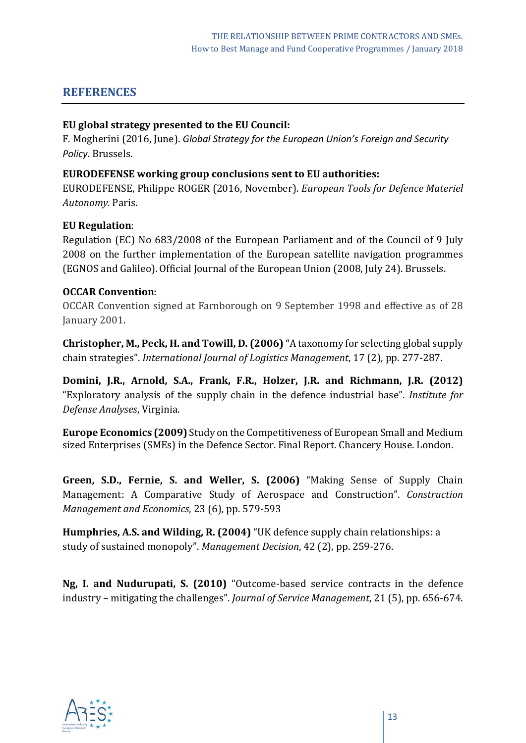## REFERENCES

**EU global strategy presented to the EU Council:**
F. Mogherini (2016, June). *Global Strategy for the European Union's Foreign and Security Policy*. Brussels.

**EURODEFENSE working group conclusions sent to EU authorities:**
EURODEFENSE, Philippe ROGER (2016, November). *European Tools for Defence Materiel Autonomy.* Paris.

**EU Regulation**:
Regulation (EC) No 683/2008 of the European Parliament and of the Council of 9 July 2008 on the further implementation of the European satellite navigation programmes (EGNOS and Galileo). Official Journal of the European Union (2008, July 24). Brussels.

**OCCAR Convention**:
OCCAR Convention signed at Farnborough on 9 September 1998 and effective as of 28 January 2001.

**Christopher, M., Peck, H. and Towill, D. (2006)** "A taxonomy for selecting global supply chain strategies". *International Journal of Logistics Management*, 17 (2), pp. 277-287.

**Domini, J.R., Arnold, S.A., Frank, F.R., Holzer, J.R. and Richmann, J.R. (2012)** "Exploratory analysis of the supply chain in the defence industrial base". *Institute for Defense Analyses*, Virginia.

**Europe Economics (2009)** Study on the Competitiveness of European Small and Medium sized Enterprises (SMEs) in the Defence Sector. Final Report. Chancery House. London.

**Green, S.D., Fernie, S. and Weller, S. (2006)** "Making Sense of Supply Chain Management: A Comparative Study of Aerospace and Construction". *Construction Management and Economics*, 23 (6), pp. 579-593

**Humphries, A.S. and Wilding, R. (2004)** "UK defence supply chain relationships: a study of sustained monopoly". *Management Decision*, 42 (2), pp. 259-276.

**Ng, I. and Nudurupati, S. (2010)** "Outcome-based service contracts in the defence industry – mitigating the challenges". *Journal of Service Management*, 21 (5), pp. 656-674.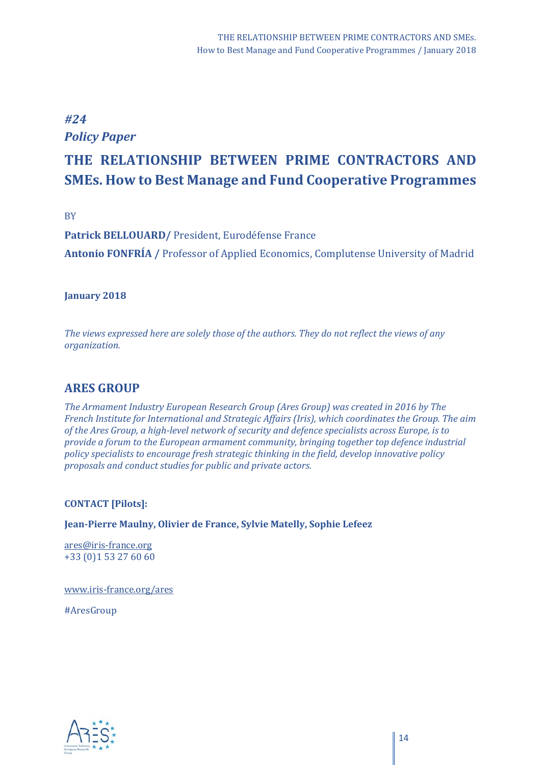*#24*

*Policy Paper*

# THE RELATIONSHIP BETWEEN PRIME CONTRACTORS AND SMEs. How to Best Manage and Fund Cooperative Programmes

BY

**Patrick BELLOUARD/** President, Eurodéfense France

**Antonio FONFRÍA /** Professor of Applied Economics, Complutense University of Madrid

**January 2018**

*The views expressed here are solely those of the authors. They do not reflect the views of any organization.*

## ARES GROUP

*The Armament Industry European Research Group (Ares Group) was created in 2016 by The French Institute for International and Strategic Affairs (Iris), which coordinates the Group. The aim of the Ares Group, a high-level network of security and defence specialists across Europe, is to provide a forum to the European armament community, bringing together top defence industrial policy specialists to encourage fresh strategic thinking in the field, develop innovative policy proposals and conduct studies for public and private actors.*

**CONTACT [Pilots]:**

**Jean-Pierre Maulny, Olivier de France, Sylvie Matelly, Sophie Lefeez**

ares@iris-france.org
+33 (0)1 53 27 60 60

www.iris-france.org/ares

#AresGroup